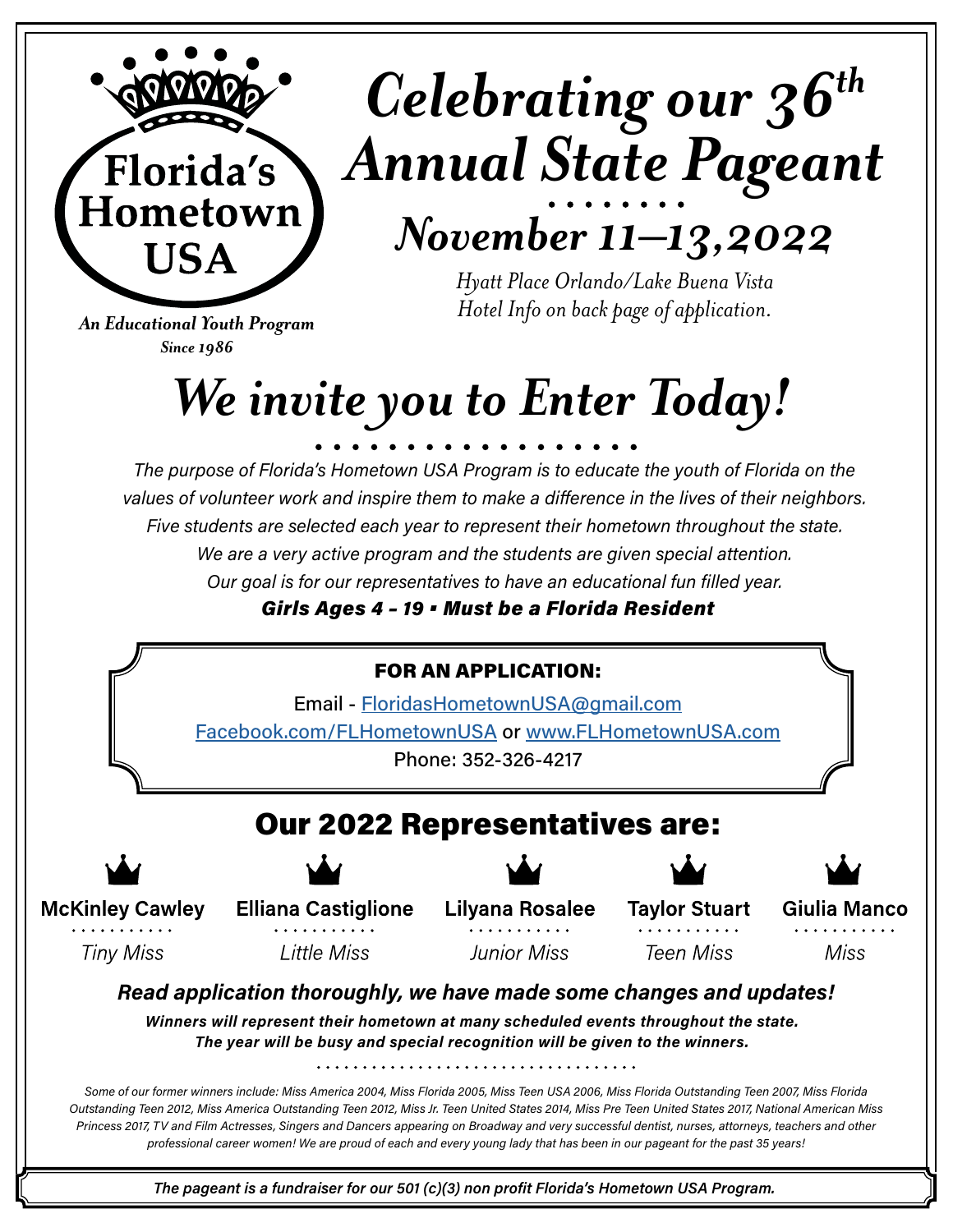Florida's Hometown USA

*An Educational Youth Program Since 1986*

# *Celebrating our 36th Annual State Pageant*

## *November 11–13, 2022*

*Hyatt Place Orlando/Lake Buena Vista*
*Hotel Info on back page of application.*

# *We invite you to Enter Today!*

*The purpose of Florida's Hometown USA Program is to educate the youth of Florida on the values of volunteer work and inspire them to make a difference in the lives of their neighbors. Five students are selected each year to represent their hometown throughout the state. We are a very active program and the students are given special attention. Our goal is for our representatives to have an educational fun filled year.*

***Girls Ages 4 – 19 • Must be a Florida Resident***

**FOR AN APPLICATION:**

Email - FloridasHometownUSA@gmail.com
Facebook.com/FLHometownUSA or www.FLHometownUSA.com
Phone: 352-326-4217

## Our 2022 Representatives are:

- **McKinley Cawley** – *Tiny Miss*
- **Elliana Castiglione** – *Little Miss*
- **Lilyana Rosalee** – *Junior Miss*
- **Taylor Stuart** – *Teen Miss*
- **Giulia Manco** – *Miss*

***Read application thoroughly, we have made some changes and updates!***

***Winners will represent their hometown at many scheduled events throughout the state. The year will be busy and special recognition will be given to the winners.***

*Some of our former winners include: Miss America 2004, Miss Florida 2005, Miss Teen USA 2006, Miss Florida Outstanding Teen 2007, Miss Florida Outstanding Teen 2012, Miss America Outstanding Teen 2012, Miss Jr. Teen United States 2014, Miss Pre Teen United States 2017, National American Miss Princess 2017, TV and Film Actresses, Singers and Dancers appearing on Broadway and very successful dentist, nurses, attorneys, teachers and other professional career women! We are proud of each and every young lady that has been in our pageant for the past 35 years!*

***The pageant is a fundraiser for our 501 (c)(3) non profit Florida's Hometown USA Program.***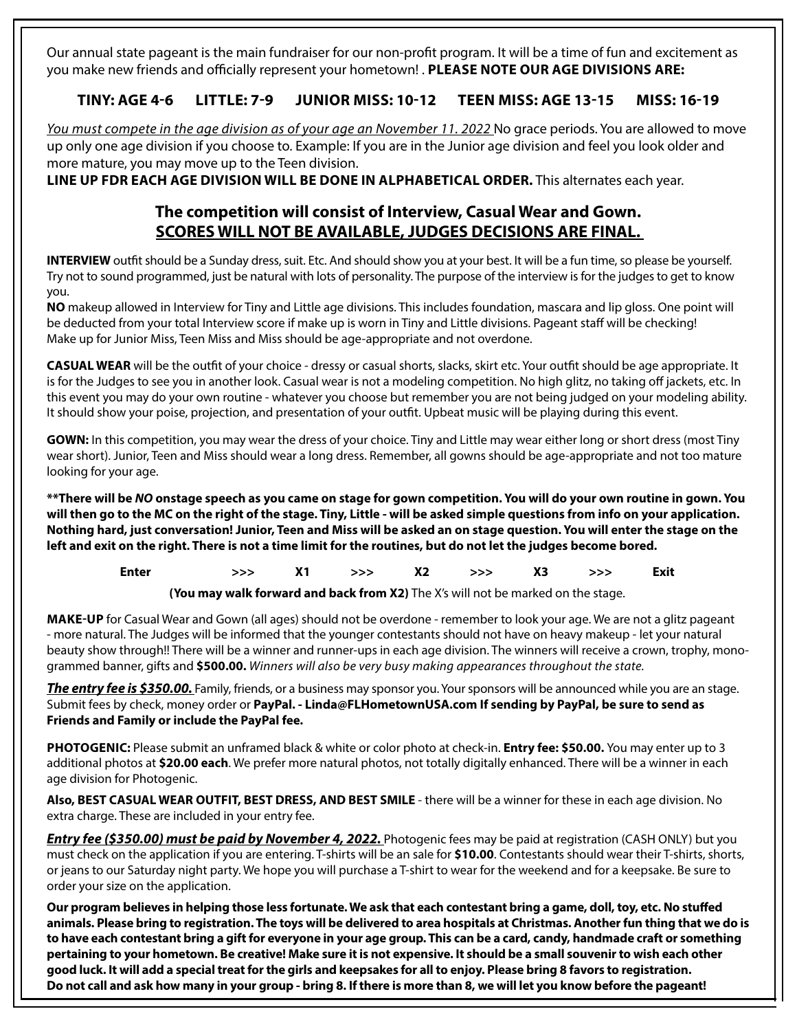Our annual state pageant is the main fundraiser for our non-profit program. It will be a time of fun and excitement as you make new friends and officially represent your hometown! . **PLEASE NOTE OUR AGE DIVISIONS ARE:**

**TINY: AGE 4-6 LITTLE: 7-9 JUNIOR MISS: 10-12 TEEN MISS: AGE 13-15 MISS: 16-19**

_You must compete in the age division as of your age an November 11. 2022_ No grace periods. You are allowed to move up only one age division if you choose to. Example: If you are in the Junior age division and feel you look older and more mature, you may move up to the Teen division.
**LINE UP FDR EACH AGE DIVISION WILL BE DONE IN ALPHABETICAL ORDER.** This alternates each year.

## The competition will consist of Interview, Casual Wear and Gown.

## SCORES WILL NOT BE AVAILABLE, JUDGES DECISIONS ARE FINAL.

**INTERVIEW** outfit should be a Sunday dress, suit. Etc. And should show you at your best. It will be a fun time, so please be yourself. Try not to sound programmed, just be natural with lots of personality. The purpose of the interview is for the judges to get to know you.
**NO** makeup allowed in Interview for Tiny and Little age divisions. This includes foundation, mascara and lip gloss. One point will be deducted from your total Interview score if make up is worn in Tiny and Little divisions. Pageant staff will be checking!
Make up for Junior Miss, Teen Miss and Miss should be age-appropriate and not overdone.

**CASUAL WEAR** will be the outfit of your choice - dressy or casual shorts, slacks, skirt etc. Your outfit should be age appropriate. It is for the Judges to see you in another look. Casual wear is not a modeling competition. No high glitz, no taking off jackets, etc. In this event you may do your own routine - whatever you choose but remember you are not being judged on your modeling ability. It should show your poise, projection, and presentation of your outfit. Upbeat music will be playing during this event.

**GOWN:** In this competition, you may wear the dress of your choice. Tiny and Little may wear either long or short dress (most Tiny wear short). Junior, Teen and Miss should wear a long dress. Remember, all gowns should be age-appropriate and not too mature looking for your age.

**\*\*There will be *NO* onstage speech as you came on stage for gown competition. You will do your own routine in gown. You will then go to the MC on the right of the stage. Tiny, Little - will be asked simple questions from info on your application. Nothing hard, just conversation! Junior, Teen and Miss will be asked an on stage question. You will enter the stage on the left and exit on the right. There is not a time limit for the routines, but do not let the judges become bored.**

**Enter >>> X1 >>> X2 >>> X3 >>> Exit**

**(You may walk forward and back from X2)** The X's will not be marked on the stage.

**MAKE-UP** for Casual Wear and Gown (all ages) should not be overdone - remember to look your age. We are not a glitz pageant - more natural. The Judges will be informed that the younger contestants should not have on heavy makeup - let your natural beauty show through!! There will be a winner and runner-ups in each age division. The winners will receive a crown, trophy, monogrammed banner, gifts and **$500.00.** *Winners will also be very busy making appearances throughout the state.*

***The entry fee is $350.00.*** Family, friends, or a business may sponsor you. Your sponsors will be announced while you are an stage. Submit fees by check, money order or **PayPal. - Linda@FLHometownUSA.com If sending by PayPal, be sure to send as Friends and Family or include the PayPal fee.**

**PHOTOGENIC:** Please submit an unframed black & white or color photo at check-in. **Entry fee: $50.00.** You may enter up to 3 additional photos at **$20.00 each**. We prefer more natural photos, not totally digitally enhanced. There will be a winner in each age division for Photogenic.

**Also, BEST CASUAL WEAR OUTFIT, BEST DRESS, AND BEST SMILE** - there will be a winner for these in each age division. No extra charge. These are included in your entry fee.

***Entry fee ($350.00) must be paid by November 4, 2022.*** Photogenic fees may be paid at registration (CASH ONLY) but you must check on the application if you are entering. T-shirts will be an sale for **$10.00**. Contestants should wear their T-shirts, shorts, or jeans to our Saturday night party. We hope you will purchase a T-shirt to wear for the weekend and for a keepsake. Be sure to order your size on the application.

**Our program believes in helping those less fortunate. We ask that each contestant bring a game, doll, toy, etc. No stuffed animals. Please bring to registration. The toys will be delivered to area hospitals at Christmas. Another fun thing that we do is to have each contestant bring a gift for everyone in your age group. This can be a card, candy, handmade craft or something pertaining to your hometown. Be creative! Make sure it is not expensive. It should be a small souvenir to wish each other good luck. It will add a special treat for the girls and keepsakes for all to enjoy. Please bring 8 favors to registration. Do not call and ask how many in your group - bring 8. If there is more than 8, we will let you know before the pageant!**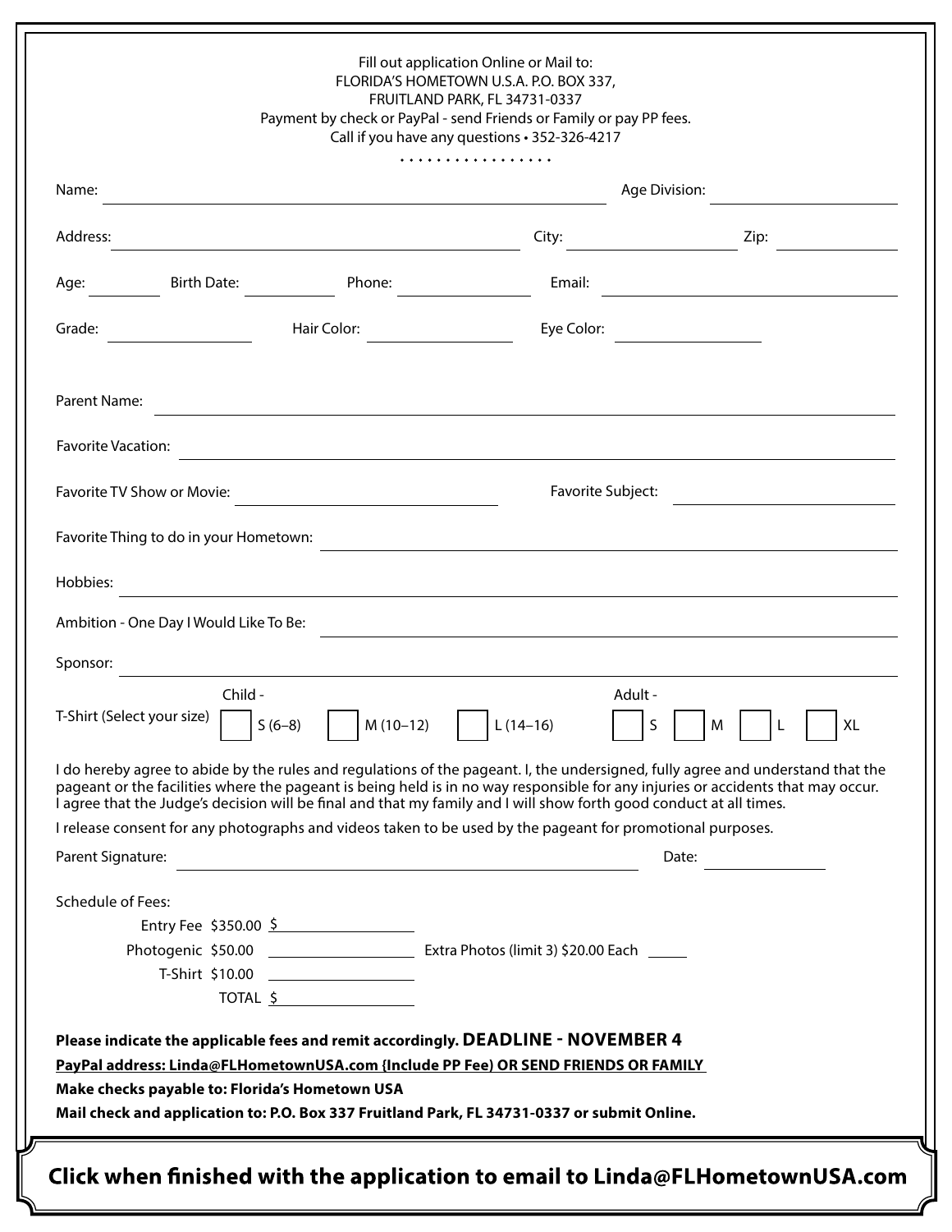Fill out application Online or Mail to:
FLORIDA'S HOMETOWN U.S.A. P.O. BOX 337,
FRUITLAND PARK, FL 34731-0337
Payment by check or PayPal - send Friends or Family or pay PP fees.
Call if you have any questions • 352-326-4217

• • • • • • • • • • • • • • • • •

Name: ______________________ Age Division: ______________

Address: ______________________ City: ______________ Zip: __________

Age: ______ Birth Date: ______ Phone: __________ Email: ______________

Grade: __________ Hair Color: __________ Eye Color: __________

Parent Name: ______________________________________________

Favorite Vacation: ______________________________________________

Favorite TV Show or Movie: ______________________ Favorite Subject: ______________

Favorite Thing to do in your Hometown: ______________________________________________

Hobbies: ______________________________________________

Ambition - One Day I Would Like To Be: ______________________________________________

Sponsor: ______________________________________________

T-Shirt (Select your size)

Child - ☐ S (6–8) ☐ M (10–12) ☐ L (14–16)

Adult - ☐ S ☐ M ☐ L ☐ XL

I do hereby agree to abide by the rules and regulations of the pageant. I, the undersigned, fully agree and understand that the pageant or the facilities where the pageant is being held is in no way responsible for any injuries or accidents that may occur. I agree that the Judge's decision will be final and that my family and I will show forth good conduct at all times.

I release consent for any photographs and videos taken to be used by the pageant for promotional purposes.

Parent Signature: ______________________________ Date: ______________

Schedule of Fees:

Entry Fee $350.00 $ __________

Photogenic $50.00 __________ Extra Photos (limit 3) $20.00 Each ______

T-Shirt $10.00 __________

TOTAL $ __________

**Please indicate the applicable fees and remit accordingly. DEADLINE - NOVEMBER 4**

**PayPal address: Linda@FLHometownUSA.com {Include PP Fee) OR SEND FRIENDS OR FAMILY**

**Make checks payable to: Florida's Hometown USA**

**Mail check and application to: P.O. Box 337 Fruitland Park, FL 34731-0337 or submit Online.**

**Click when finished with the application to email to Linda@FLHometownUSA.com**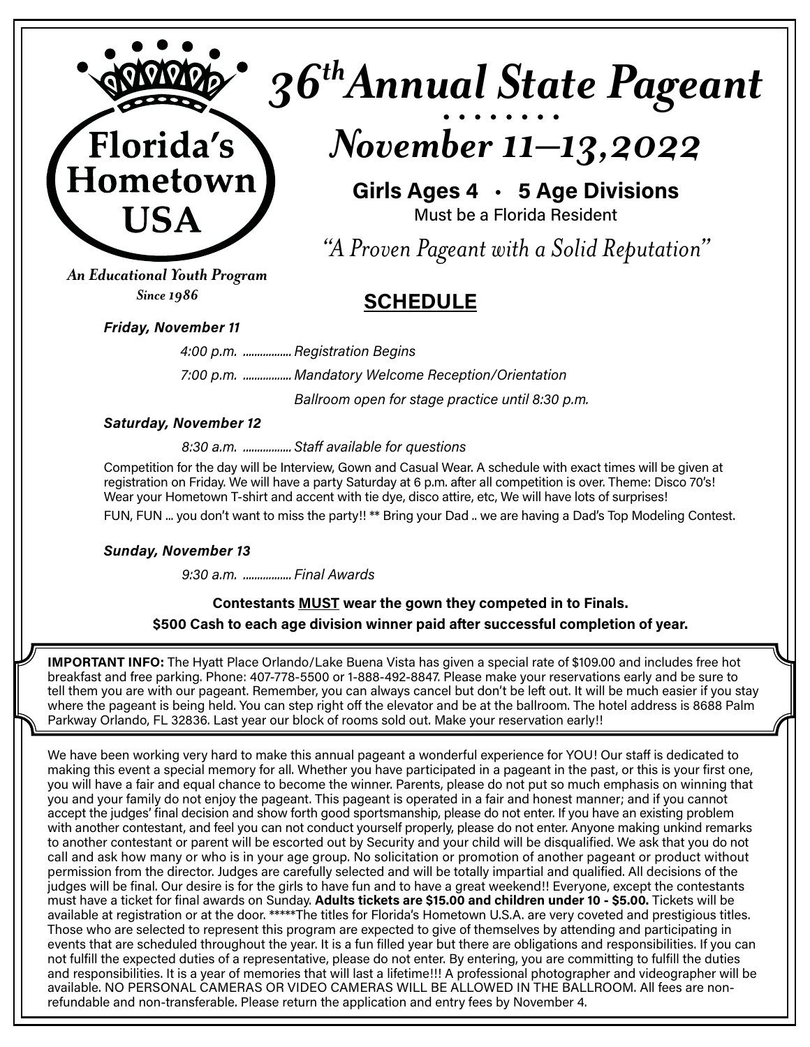Florida's Hometown USA

*An Educational Youth Program*
*Since 1986*

# *36th Annual State Pageant*

## *November 11–13, 2022*

**Girls Ages 4 • 5 Age Divisions**

Must be a Florida Resident

*"A Proven Pageant with a Solid Reputation"*

## SCHEDULE

***Friday, November 11***

*4:00 p.m. ................. Registration Begins*

*7:00 p.m. ................. Mandatory Welcome Reception/Orientation*

*Ballroom open for stage practice until 8:30 p.m.*

***Saturday, November 12***

*8:30 a.m. ................. Staff available for questions*

Competition for the day will be Interview, Gown and Casual Wear. A schedule with exact times will be given at registration on Friday. We will have a party Saturday at 6 p.m. after all competition is over. Theme: Disco 70's! Wear your Hometown T-shirt and accent with tie dye, disco attire, etc, We will have lots of surprises!

FUN, FUN ... you don't want to miss the party!! ** Bring your Dad .. we are having a Dad's Top Modeling Contest.

***Sunday, November 13***

*9:30 a.m. ................. Final Awards*

**Contestants MUST wear the gown they competed in to Finals.**

**$500 Cash to each age division winner paid after successful completion of year.**

**IMPORTANT INFO:** The Hyatt Place Orlando/Lake Buena Vista has given a special rate of $109.00 and includes free hot breakfast and free parking. Phone: 407-778-5500 or 1-888-492-8847. Please make your reservations early and be sure to tell them you are with our pageant. Remember, you can always cancel but don't be left out. It will be much easier if you stay where the pageant is being held. You can step right off the elevator and be at the ballroom. The hotel address is 8688 Palm Parkway Orlando, FL 32836. Last year our block of rooms sold out. Make your reservation early!!

We have been working very hard to make this annual pageant a wonderful experience for YOU! Our staff is dedicated to making this event a special memory for all. Whether you have participated in a pageant in the past, or this is your first one, you will have a fair and equal chance to become the winner. Parents, please do not put so much emphasis on winning that you and your family do not enjoy the pageant. This pageant is operated in a fair and honest manner; and if you cannot accept the judges' final decision and show forth good sportsmanship, please do not enter. If you have an existing problem with another contestant, and feel you can not conduct yourself properly, please do not enter. Anyone making unkind remarks to another contestant or parent will be escorted out by Security and your child will be disqualified. We ask that you do not call and ask how many or who is in your age group. No solicitation or promotion of another pageant or product without permission from the director. Judges are carefully selected and will be totally impartial and qualified. All decisions of the judges will be final. Our desire is for the girls to have fun and to have a great weekend!! Everyone, except the contestants must have a ticket for final awards on Sunday. **Adults tickets are $15.00 and children under 10 - $5.00.** Tickets will be available at registration or at the door. *****The titles for Florida's Hometown U.S.A. are very coveted and prestigious titles. Those who are selected to represent this program are expected to give of themselves by attending and participating in events that are scheduled throughout the year. It is a fun filled year but there are obligations and responsibilities. If you can not fulfill the expected duties of a representative, please do not enter. By entering, you are committing to fulfill the duties and responsibilities. It is a year of memories that will last a lifetime!!! A professional photographer and videographer will be available. NO PERSONAL CAMERAS OR VIDEO CAMERAS WILL BE ALLOWED IN THE BALLROOM. All fees are non-refundable and non-transferable. Please return the application and entry fees by November 4.